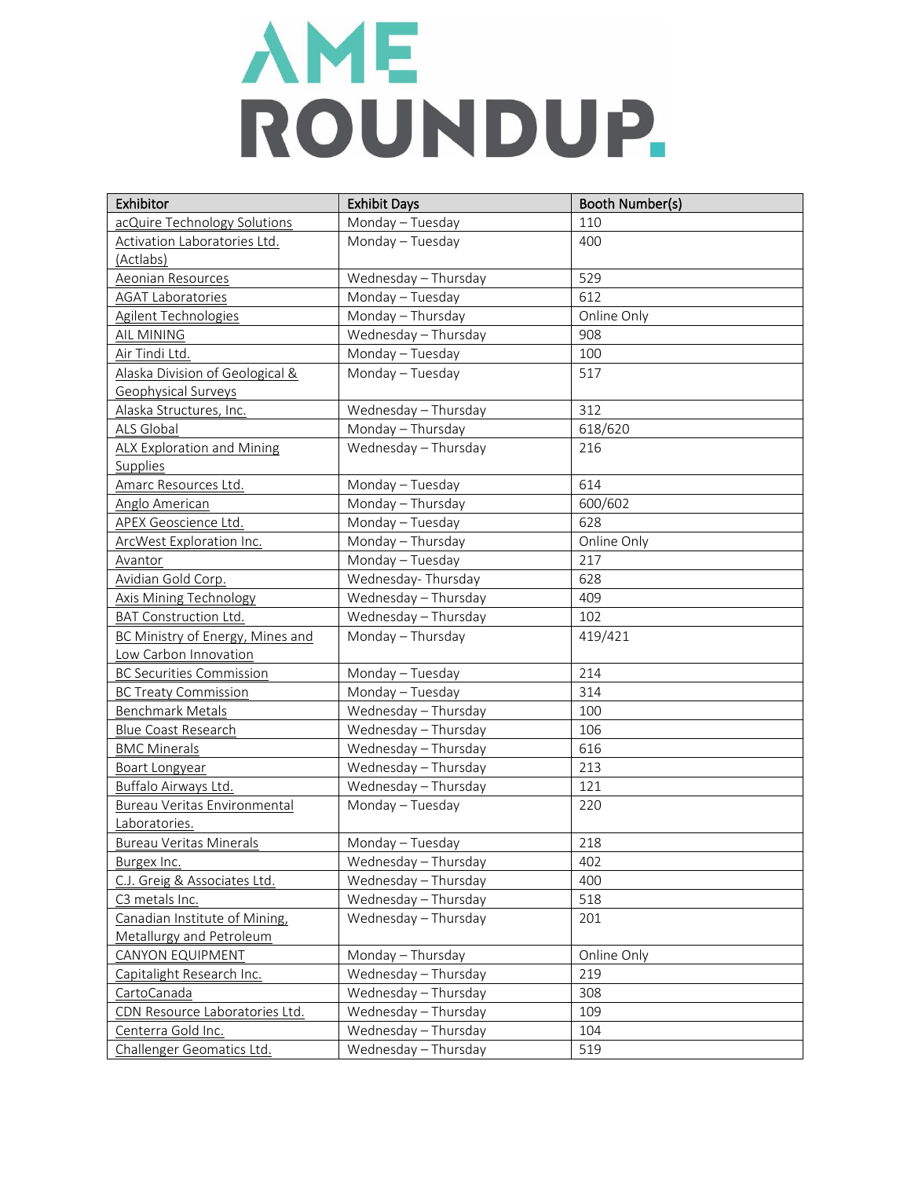# AME ROUNDUP.

| Exhibitor | Exhibit Days | Booth Number(s) |
| --- | --- | --- |
| acQuire Technology Solutions | Monday – Tuesday | 110 |
| Activation Laboratories Ltd. (Actlabs) | Monday – Tuesday | 400 |
| Aeonian Resources | Wednesday – Thursday | 529 |
| AGAT Laboratories | Monday – Tuesday | 612 |
| Agilent Technologies | Monday – Thursday | Online Only |
| AIL MINING | Wednesday – Thursday | 908 |
| Air Tindi Ltd. | Monday – Tuesday | 100 |
| Alaska Division of Geological & Geophysical Surveys | Monday – Tuesday | 517 |
| Alaska Structures, Inc. | Wednesday – Thursday | 312 |
| ALS Global | Monday – Thursday | 618/620 |
| ALX Exploration and Mining Supplies | Wednesday – Thursday | 216 |
| Amarc Resources Ltd. | Monday – Tuesday | 614 |
| Anglo American | Monday – Thursday | 600/602 |
| APEX Geoscience Ltd. | Monday – Tuesday | 628 |
| ArcWest Exploration Inc. | Monday – Thursday | Online Only |
| Avantor | Monday – Tuesday | 217 |
| Avidian Gold Corp. | Wednesday- Thursday | 628 |
| Axis Mining Technology | Wednesday – Thursday | 409 |
| BAT Construction Ltd. | Wednesday – Thursday | 102 |
| BC Ministry of Energy, Mines and Low Carbon Innovation | Monday – Thursday | 419/421 |
| BC Securities Commission | Monday – Tuesday | 214 |
| BC Treaty Commission | Monday – Tuesday | 314 |
| Benchmark Metals | Wednesday – Thursday | 100 |
| Blue Coast Research | Wednesday – Thursday | 106 |
| BMC Minerals | Wednesday – Thursday | 616 |
| Boart Longyear | Wednesday – Thursday | 213 |
| Buffalo Airways Ltd. | Wednesday – Thursday | 121 |
| Bureau Veritas Environmental Laboratories. | Monday – Tuesday | 220 |
| Bureau Veritas Minerals | Monday – Tuesday | 218 |
| Burgex Inc. | Wednesday – Thursday | 402 |
| C.J. Greig & Associates Ltd. | Wednesday – Thursday | 400 |
| C3 metals Inc. | Wednesday – Thursday | 518 |
| Canadian Institute of Mining, Metallurgy and Petroleum | Wednesday – Thursday | 201 |
| CANYON EQUIPMENT | Monday – Thursday | Online Only |
| Capitalight Research Inc. | Wednesday – Thursday | 219 |
| CartoCanada | Wednesday – Thursday | 308 |
| CDN Resource Laboratories Ltd. | Wednesday – Thursday | 109 |
| Centerra Gold Inc. | Wednesday – Thursday | 104 |
| Challenger Geomatics Ltd. | Wednesday – Thursday | 519 |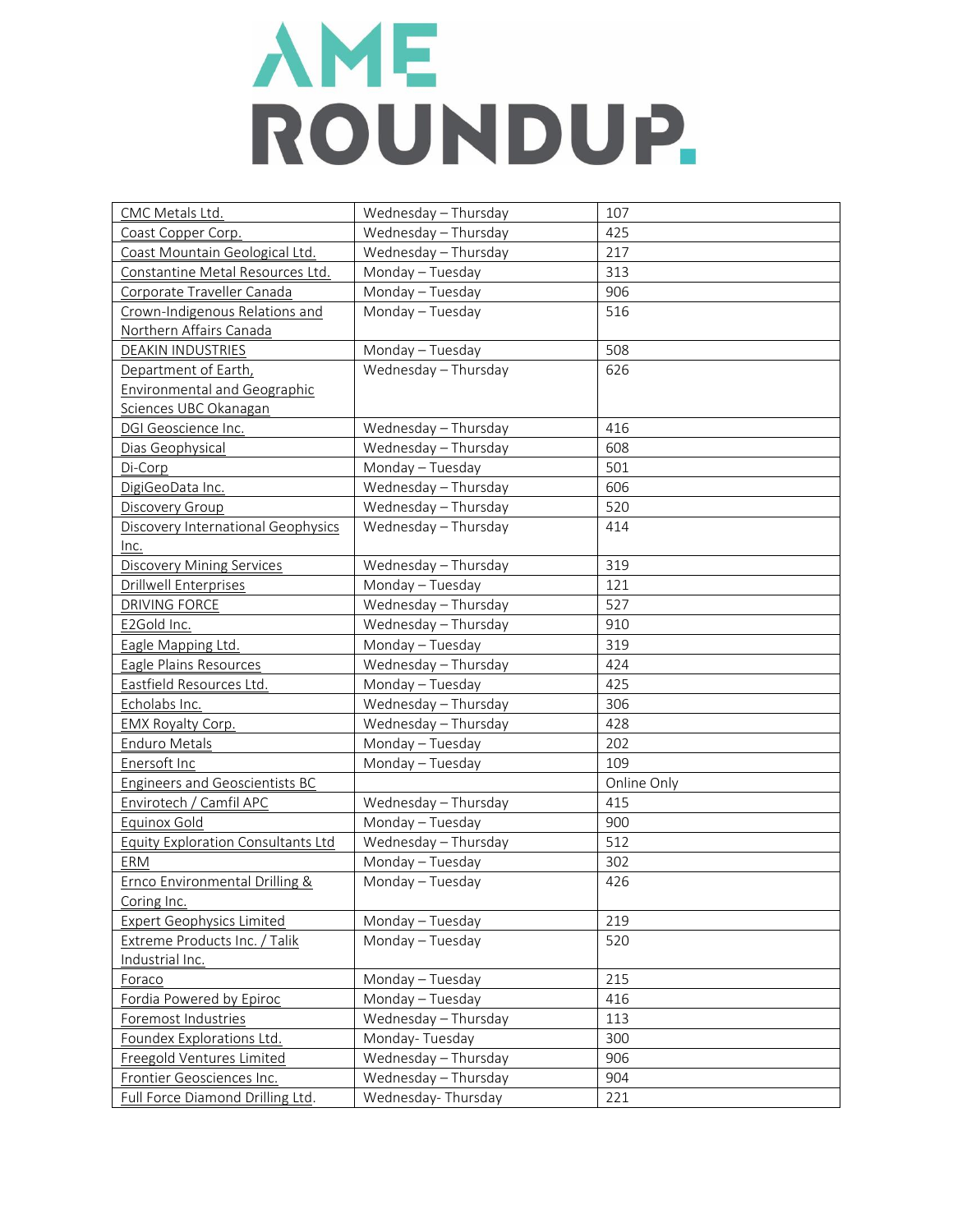# AME ROUNDUP.

| CMC Metals Ltd. | Wednesday – Thursday | 107 |
|---|---|---|
| Coast Copper Corp. | Wednesday – Thursday | 425 |
| Coast Mountain Geological Ltd. | Wednesday – Thursday | 217 |
| Constantine Metal Resources Ltd. | Monday – Tuesday | 313 |
| Corporate Traveller Canada | Monday – Tuesday | 906 |
| Crown-Indigenous Relations and Northern Affairs Canada | Monday – Tuesday | 516 |
| DEAKIN INDUSTRIES | Monday – Tuesday | 508 |
| Department of Earth, Environmental and Geographic Sciences UBC Okanagan | Wednesday – Thursday | 626 |
| DGI Geoscience Inc. | Wednesday – Thursday | 416 |
| Dias Geophysical | Wednesday – Thursday | 608 |
| Di-Corp | Monday – Tuesday | 501 |
| DigiGeoData Inc. | Wednesday – Thursday | 606 |
| Discovery Group | Wednesday – Thursday | 520 |
| Discovery International Geophysics Inc. | Wednesday – Thursday | 414 |
| Discovery Mining Services | Wednesday – Thursday | 319 |
| Drillwell Enterprises | Monday – Tuesday | 121 |
| DRIVING FORCE | Wednesday – Thursday | 527 |
| E2Gold Inc. | Wednesday – Thursday | 910 |
| Eagle Mapping Ltd. | Monday – Tuesday | 319 |
| Eagle Plains Resources | Wednesday – Thursday | 424 |
| Eastfield Resources Ltd. | Monday – Tuesday | 425 |
| Echolabs Inc. | Wednesday – Thursday | 306 |
| EMX Royalty Corp. | Wednesday – Thursday | 428 |
| Enduro Metals | Monday – Tuesday | 202 |
| Enersoft Inc | Monday – Tuesday | 109 |
| Engineers and Geoscientists BC | | Online Only |
| Envirotech / Camfil APC | Wednesday – Thursday | 415 |
| Equinox Gold | Monday – Tuesday | 900 |
| Equity Exploration Consultants Ltd | Wednesday – Thursday | 512 |
| ERM | Monday – Tuesday | 302 |
| Ernco Environmental Drilling & Coring Inc. | Monday – Tuesday | 426 |
| Expert Geophysics Limited | Monday – Tuesday | 219 |
| Extreme Products Inc. / Talik Industrial Inc. | Monday – Tuesday | 520 |
| Foraco | Monday – Tuesday | 215 |
| Fordia Powered by Epiroc | Monday – Tuesday | 416 |
| Foremost Industries | Wednesday – Thursday | 113 |
| Foundex Explorations Ltd. | Monday- Tuesday | 300 |
| Freegold Ventures Limited | Wednesday – Thursday | 906 |
| Frontier Geosciences Inc. | Wednesday – Thursday | 904 |
| Full Force Diamond Drilling Ltd. | Wednesday- Thursday | 221 |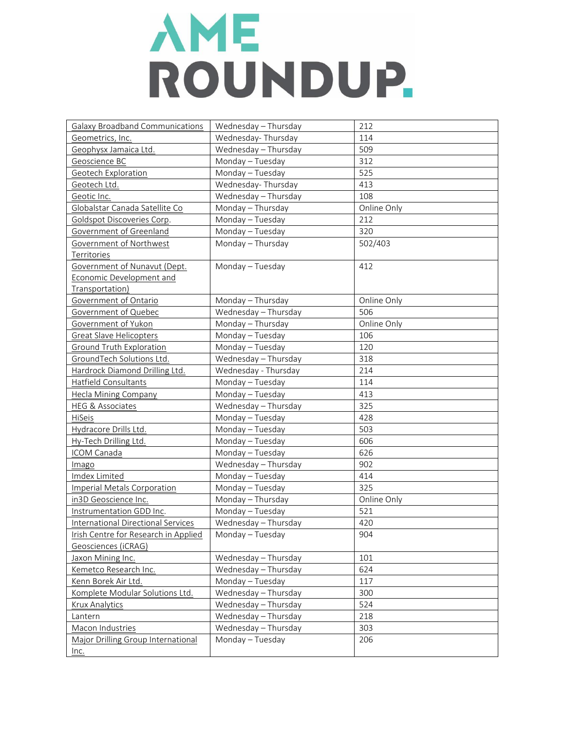# AME ROUNDUP.

| Galaxy Broadband Communications | Wednesday – Thursday | 212 |
|---|---|---|
| Geometrics, Inc. | Wednesday- Thursday | 114 |
| Geophysx Jamaica Ltd. | Wednesday – Thursday | 509 |
| Geoscience BC | Monday – Tuesday | 312 |
| Geotech Exploration | Monday – Tuesday | 525 |
| Geotech Ltd. | Wednesday- Thursday | 413 |
| Geotic Inc. | Wednesday – Thursday | 108 |
| Globalstar Canada Satellite Co | Monday – Thursday | Online Only |
| Goldspot Discoveries Corp. | Monday – Tuesday | 212 |
| Government of Greenland | Monday – Tuesday | 320 |
| Government of Northwest Territories | Monday – Thursday | 502/403 |
| Government of Nunavut (Dept. Economic Development and Transportation) | Monday – Tuesday | 412 |
| Government of Ontario | Monday – Thursday | Online Only |
| Government of Quebec | Wednesday – Thursday | 506 |
| Government of Yukon | Monday – Thursday | Online Only |
| Great Slave Helicopters | Monday – Tuesday | 106 |
| Ground Truth Exploration | Monday – Tuesday | 120 |
| GroundTech Solutions Ltd. | Wednesday – Thursday | 318 |
| Hardrock Diamond Drilling Ltd. | Wednesday - Thursday | 214 |
| Hatfield Consultants | Monday – Tuesday | 114 |
| Hecla Mining Company | Monday – Tuesday | 413 |
| HEG & Associates | Wednesday – Thursday | 325 |
| HiSeis | Monday – Tuesday | 428 |
| Hydracore Drills Ltd. | Monday – Tuesday | 503 |
| Hy-Tech Drilling Ltd. | Monday – Tuesday | 606 |
| ICOM Canada | Monday – Tuesday | 626 |
| Imago | Wednesday – Thursday | 902 |
| Imdex Limited | Monday – Tuesday | 414 |
| Imperial Metals Corporation | Monday – Tuesday | 325 |
| in3D Geoscience Inc. | Monday – Thursday | Online Only |
| Instrumentation GDD Inc. | Monday – Tuesday | 521 |
| International Directional Services | Wednesday – Thursday | 420 |
| Irish Centre for Research in Applied Geosciences (iCRAG) | Monday – Tuesday | 904 |
| Jaxon Mining Inc. | Wednesday – Thursday | 101 |
| Kemetco Research Inc. | Wednesday – Thursday | 624 |
| Kenn Borek Air Ltd. | Monday – Tuesday | 117 |
| Komplete Modular Solutions Ltd. | Wednesday – Thursday | 300 |
| Krux Analytics | Wednesday – Thursday | 524 |
| Lantern | Wednesday – Thursday | 218 |
| Macon Industries | Wednesday – Thursday | 303 |
| Major Drilling Group International Inc. | Monday – Tuesday | 206 |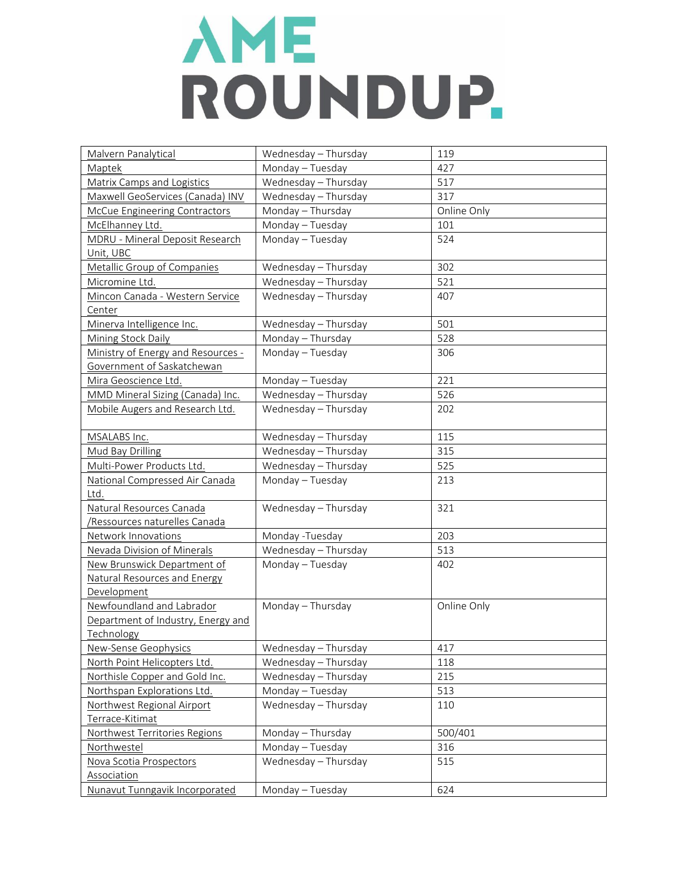# AME ROUNDUP.

| Malvern Panalytical | Wednesday – Thursday | 119 |
|---|---|---|
| Maptek | Monday – Tuesday | 427 |
| Matrix Camps and Logistics | Wednesday – Thursday | 517 |
| Maxwell GeoServices (Canada) INV | Wednesday – Thursday | 317 |
| McCue Engineering Contractors | Monday – Thursday | Online Only |
| McElhanney Ltd. | Monday – Tuesday | 101 |
| MDRU - Mineral Deposit Research Unit, UBC | Monday – Tuesday | 524 |
| Metallic Group of Companies | Wednesday – Thursday | 302 |
| Micromine Ltd. | Wednesday – Thursday | 521 |
| Mincon Canada - Western Service Center | Wednesday – Thursday | 407 |
| Minerva Intelligence Inc. | Wednesday – Thursday | 501 |
| Mining Stock Daily | Monday – Thursday | 528 |
| Ministry of Energy and Resources - Government of Saskatchewan | Monday – Tuesday | 306 |
| Mira Geoscience Ltd. | Monday – Tuesday | 221 |
| MMD Mineral Sizing (Canada) Inc. | Wednesday – Thursday | 526 |
| Mobile Augers and Research Ltd. | Wednesday – Thursday | 202 |
| MSALABS Inc. | Wednesday – Thursday | 115 |
| Mud Bay Drilling | Wednesday – Thursday | 315 |
| Multi-Power Products Ltd. | Wednesday – Thursday | 525 |
| National Compressed Air Canada Ltd. | Monday – Tuesday | 213 |
| Natural Resources Canada /Ressources naturelles Canada | Wednesday – Thursday | 321 |
| Network Innovations | Monday -Tuesday | 203 |
| Nevada Division of Minerals | Wednesday – Thursday | 513 |
| New Brunswick Department of Natural Resources and Energy Development | Monday – Tuesday | 402 |
| Newfoundland and Labrador Department of Industry, Energy and Technology | Monday – Thursday | Online Only |
| New-Sense Geophysics | Wednesday – Thursday | 417 |
| North Point Helicopters Ltd. | Wednesday – Thursday | 118 |
| Northisle Copper and Gold Inc. | Wednesday – Thursday | 215 |
| Northspan Explorations Ltd. | Monday – Tuesday | 513 |
| Northwest Regional Airport Terrace-Kitimat | Wednesday – Thursday | 110 |
| Northwest Territories Regions | Monday – Thursday | 500/401 |
| Northwestel | Monday – Tuesday | 316 |
| Nova Scotia Prospectors Association | Wednesday – Thursday | 515 |
| Nunavut Tunngavik Incorporated | Monday – Tuesday | 624 |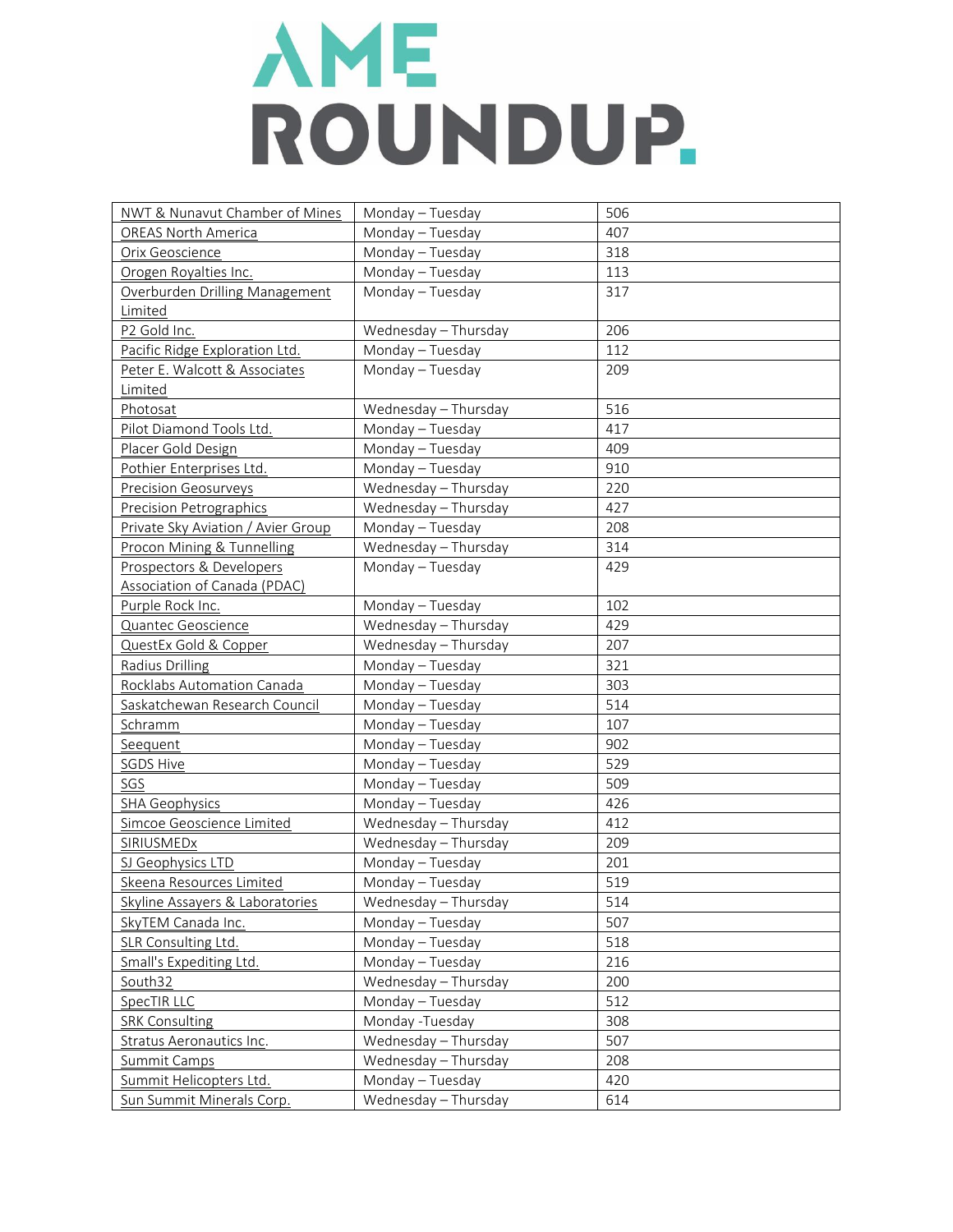# AME ROUNDUP.

| NWT & Nunavut Chamber of Mines | Monday – Tuesday | 506 |
|---|---|---|
| OREAS North America | Monday – Tuesday | 407 |
| Orix Geoscience | Monday – Tuesday | 318 |
| Orogen Royalties Inc. | Monday – Tuesday | 113 |
| Overburden Drilling Management Limited | Monday – Tuesday | 317 |
| P2 Gold Inc. | Wednesday – Thursday | 206 |
| Pacific Ridge Exploration Ltd. | Monday – Tuesday | 112 |
| Peter E. Walcott & Associates Limited | Monday – Tuesday | 209 |
| Photosat | Wednesday – Thursday | 516 |
| Pilot Diamond Tools Ltd. | Monday – Tuesday | 417 |
| Placer Gold Design | Monday – Tuesday | 409 |
| Pothier Enterprises Ltd. | Monday – Tuesday | 910 |
| Precision Geosurveys | Wednesday – Thursday | 220 |
| Precision Petrographics | Wednesday – Thursday | 427 |
| Private Sky Aviation / Avier Group | Monday – Tuesday | 208 |
| Procon Mining & Tunnelling | Wednesday – Thursday | 314 |
| Prospectors & Developers Association of Canada (PDAC) | Monday – Tuesday | 429 |
| Purple Rock Inc. | Monday – Tuesday | 102 |
| Quantec Geoscience | Wednesday – Thursday | 429 |
| QuestEx Gold & Copper | Wednesday – Thursday | 207 |
| Radius Drilling | Monday – Tuesday | 321 |
| Rocklabs Automation Canada | Monday – Tuesday | 303 |
| Saskatchewan Research Council | Monday – Tuesday | 514 |
| Schramm | Monday – Tuesday | 107 |
| Seequent | Monday – Tuesday | 902 |
| SGDS Hive | Monday – Tuesday | 529 |
| SGS | Monday – Tuesday | 509 |
| SHA Geophysics | Monday – Tuesday | 426 |
| Simcoe Geoscience Limited | Wednesday – Thursday | 412 |
| SIRIUSMEDx | Wednesday – Thursday | 209 |
| SJ Geophysics LTD | Monday – Tuesday | 201 |
| Skeena Resources Limited | Monday – Tuesday | 519 |
| Skyline Assayers & Laboratories | Wednesday – Thursday | 514 |
| SkyTEM Canada Inc. | Monday – Tuesday | 507 |
| SLR Consulting Ltd. | Monday – Tuesday | 518 |
| Small's Expediting Ltd. | Monday – Tuesday | 216 |
| South32 | Wednesday – Thursday | 200 |
| SpecTIR LLC | Monday – Tuesday | 512 |
| SRK Consulting | Monday -Tuesday | 308 |
| Stratus Aeronautics Inc. | Wednesday – Thursday | 507 |
| Summit Camps | Wednesday – Thursday | 208 |
| Summit Helicopters Ltd. | Monday – Tuesday | 420 |
| Sun Summit Minerals Corp. | Wednesday – Thursday | 614 |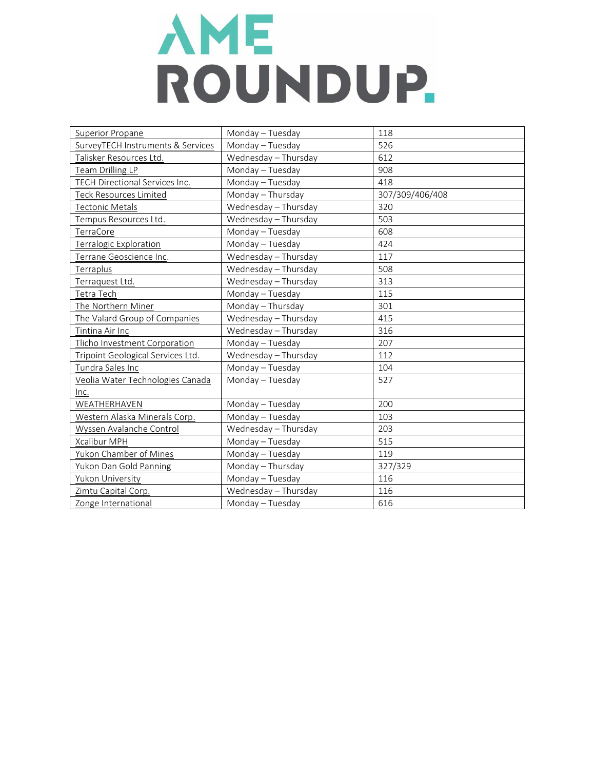# AME ROUNDUP.

| | | |
|---|---|---|
| Superior Propane | Monday – Tuesday | 118 |
| SurveyTECH Instruments & Services | Monday – Tuesday | 526 |
| Talisker Resources Ltd. | Wednesday – Thursday | 612 |
| Team Drilling LP | Monday – Tuesday | 908 |
| TECH Directional Services Inc. | Monday – Tuesday | 418 |
| Teck Resources Limited | Monday – Thursday | 307/309/406/408 |
| Tectonic Metals | Wednesday – Thursday | 320 |
| Tempus Resources Ltd. | Wednesday – Thursday | 503 |
| TerraCore | Monday – Tuesday | 608 |
| Terralogic Exploration | Monday – Tuesday | 424 |
| Terrane Geoscience Inc. | Wednesday – Thursday | 117 |
| Terraplus | Wednesday – Thursday | 508 |
| Terraquest Ltd. | Wednesday – Thursday | 313 |
| Tetra Tech | Monday – Tuesday | 115 |
| The Northern Miner | Monday – Thursday | 301 |
| The Valard Group of Companies | Wednesday – Thursday | 415 |
| Tintina Air Inc | Wednesday – Thursday | 316 |
| Tlicho Investment Corporation | Monday – Tuesday | 207 |
| Tripoint Geological Services Ltd. | Wednesday – Thursday | 112 |
| Tundra Sales Inc | Monday – Tuesday | 104 |
| Veolia Water Technologies Canada Inc. | Monday – Tuesday | 527 |
| WEATHERHAVEN | Monday – Tuesday | 200 |
| Western Alaska Minerals Corp. | Monday – Tuesday | 103 |
| Wyssen Avalanche Control | Wednesday – Thursday | 203 |
| Xcalibur MPH | Monday – Tuesday | 515 |
| Yukon Chamber of Mines | Monday – Tuesday | 119 |
| Yukon Dan Gold Panning | Monday – Thursday | 327/329 |
| Yukon University | Monday – Tuesday | 116 |
| Zimtu Capital Corp. | Wednesday – Thursday | 116 |
| Zonge International | Monday – Tuesday | 616 |